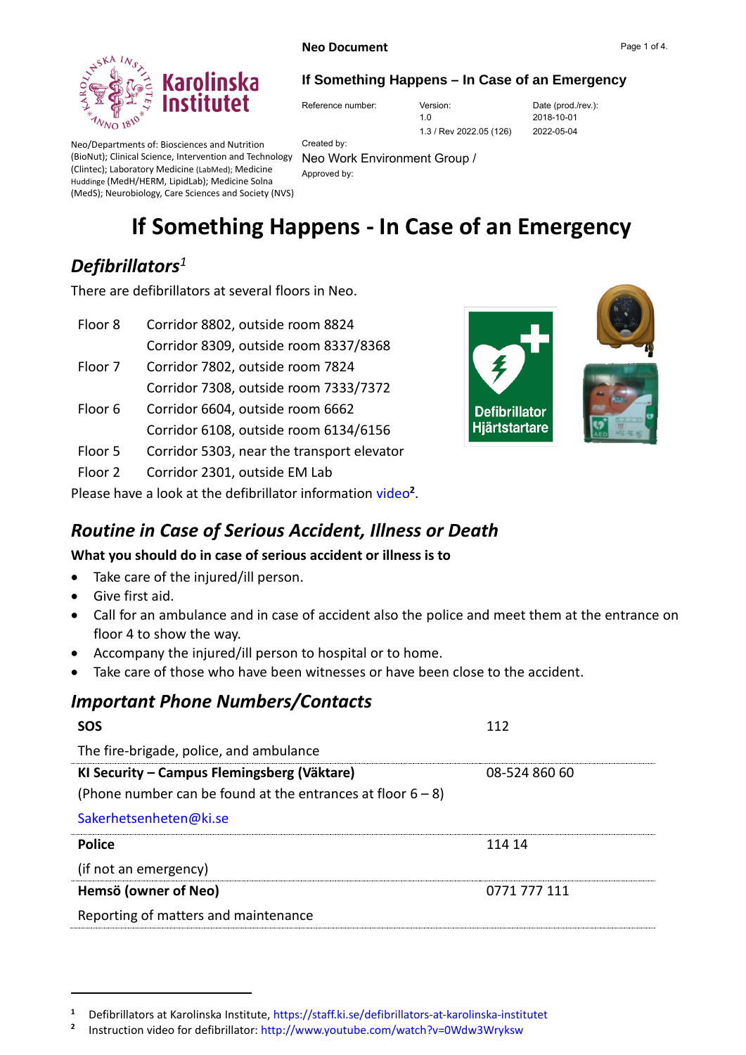**Neo Document**

**If Something Happens – In Case of an Emergency**

| Reference number: | Version: | Date (prod./rev.): |
| --- | --- | --- |
| | 1.0 | 2018-10-01 |
| | 1.3 / Rev 2022.05 (126) | 2022-05-04 |

Neo/Departments of: Biosciences and Nutrition (BioNut); Clinical Science, Intervention and Technology (Clintec); Laboratory Medicine (LabMed); Medicine Huddinge (MedH/HERM, LipidLab); Medicine Solna (MedS); Neurobiology, Care Sciences and Society (NVS)

Created by:
Neo Work Environment Group /
Approved by:

# If Something Happens - In Case of an Emergency

## *Defibrillators*[1]

There are defibrillators at several floors in Neo.

| | |
| --- | --- |
| Floor 8 | Corridor 8802, outside room 8824 |
| | Corridor 8309, outside room 8337/8368 |
| Floor 7 | Corridor 7802, outside room 7824 |
| | Corridor 7308, outside room 7333/7372 |
| Floor 6 | Corridor 6604, outside room 6662 |
| | Corridor 6108, outside room 6134/6156 |
| Floor 5 | Corridor 5303, near the transport elevator |
| Floor 2 | Corridor 2301, outside EM Lab |

Defibrillator
Hjärtstartare

Please have a look at the defibrillator information video[2].

## *Routine in Case of Serious Accident, Illness or Death*

**What you should do in case of serious accident or illness is to**

- Take care of the injured/ill person.
- Give first aid.
- Call for an ambulance and in case of accident also the police and meet them at the entrance on floor 4 to show the way.
- Accompany the injured/ill person to hospital or to home.
- Take care of those who have been witnesses or have been close to the accident.

## *Important Phone Numbers/Contacts*

| | |
| --- | --- |
| **SOS** | 112 |
| The fire-brigade, police, and ambulance | |
| **KI Security – Campus Flemingsberg (Väktare)** | 08-524 860 60 |
| (Phone number can be found at the entrances at floor 6 – 8) | |
| Sakerhetsenheten@ki.se | |
| **Police** | 114 14 |
| (if not an emergency) | |
| **Hemsö (owner of Neo)** | 0771 777 111 |
| Reporting of matters and maintenance | |

---

[1] Defibrillators at Karolinska Institute, https://staff.ki.se/defibrillators-at-karolinska-institutet

[2] Instruction video for defibrillator: http://www.youtube.com/watch?v=0Wdw3Wryksw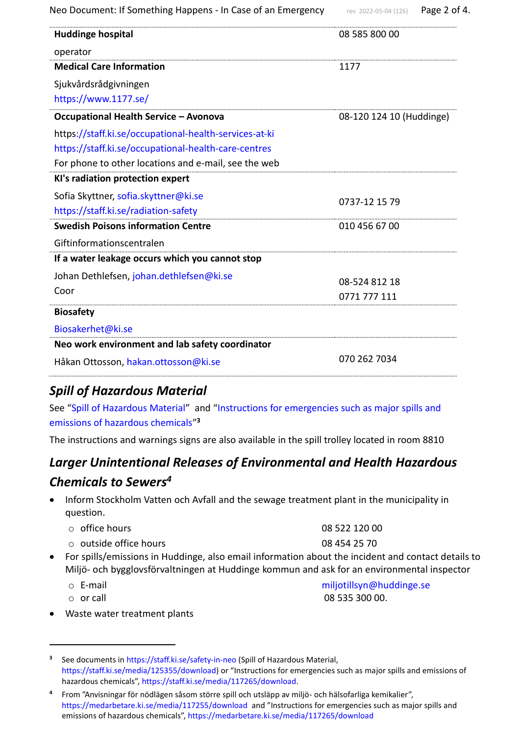| | |
|---|---|
| **Huddinge hospital**<br>operator | 08 585 800 00 |
| **Medical Care Information**<br>Sjukvårdsrådgivningen<br>https://www.1177.se/ | 1177 |
| **Occupational Health Service – Avonova**<br>https://staff.ki.se/occupational-health-services-at-ki<br>https://staff.ki.se/occupational-health-care-centres<br>For phone to other locations and e-mail, see the web | 08-120 124 10 (Huddinge) |
| **KI's radiation protection expert**<br>Sofia Skyttner, sofia.skyttner@ki.se<br>https://staff.ki.se/radiation-safety | 0737-12 15 79 |
| **Swedish Poisons information Centre**<br>Giftinformationscentralen | 010 456 67 00 |
| **If a water leakage occurs which you cannot stop**<br>Johan Dethlefsen, johan.dethlefsen@ki.se<br>Coor | 08-524 812 18<br>0771 777 111 |
| **Biosafety**<br>Biosakerhet@ki.se | |
| **Neo work environment and lab safety coordinator**<br>Håkan Ottosson, hakan.ottosson@ki.se | 070 262 7034 |

## *Spill of Hazardous Material*

See "Spill of Hazardous Material" and "Instructions for emergencies such as major spills and emissions of hazardous chemicals"[3]

The instructions and warnings signs are also available in the spill trolley located in room 8810

## *Larger Unintentional Releases of Environmental and Health Hazardous Chemicals to Sewers*[4]

- Inform Stockholm Vatten och Avfall and the sewage treatment plant in the municipality in question.
  - office hours 08 522 120 00
  - outside office hours 08 454 25 70
- For spills/emissions in Huddinge, also email information about the incident and contact details to Miljö- och bygglovsförvaltningen at Huddinge kommun and ask for an environmental inspector
  - E-mail miljotillsyn@huddinge.se
  - or call 08 535 300 00.
- Waste water treatment plants

---

[3] See documents in https://staff.ki.se/safety-in-neo (Spill of Hazardous Material, https://staff.ki.se/media/125355/download) or "Instructions for emergencies such as major spills and emissions of hazardous chemicals", https://staff.ki.se/media/117265/download.

[4] From "Anvisningar för nödlägen såsom större spill och utsläpp av miljö- och hälsofarliga kemikalier", https://medarbetare.ki.se/media/117255/download and "Instructions for emergencies such as major spills and emissions of hazardous chemicals", https://medarbetare.ki.se/media/117265/download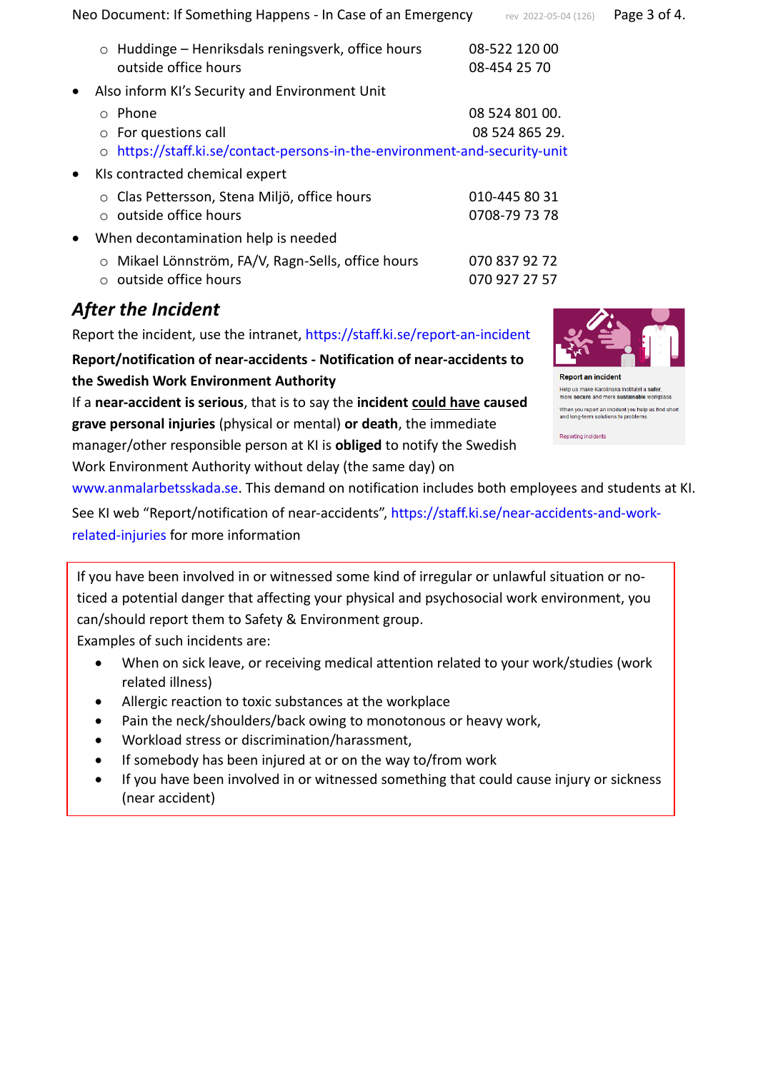- Huddinge – Henriksdals reningsverk, office hours 08-522 120 00
    outside office hours 08-454 25 70
- Also inform KI's Security and Environment Unit
  - Phone 08 524 801 00.
  - For questions call 08 524 865 29.
  - https://staff.ki.se/contact-persons-in-the-environment-and-security-unit
- KIs contracted chemical expert
  - Clas Pettersson, Stena Miljö, office hours 010-445 80 31
  - outside office hours 0708-79 73 78
- When decontamination help is needed
  - Mikael Lönnström, FA/V, Ragn-Sells, office hours 070 837 92 72
  - outside office hours 070 927 27 57

## *After the Incident*

Report the incident, use the intranet, https://staff.ki.se/report-an-incident

**Report/notification of near-accidents - Notification of near-accidents to the Swedish Work Environment Authority**

If a **near-accident is serious**, that is to say the **incident could have caused grave personal injuries** (physical or mental) **or death**, the immediate manager/other responsible person at KI is **obliged** to notify the Swedish Work Environment Authority without delay (the same day) on www.anmalarbetsskada.se. This demand on notification includes both employees and students at KI.

See KI web "Report/notification of near-accidents", https://staff.ki.se/near-accidents-and-work-related-injuries for more information

If you have been involved in or witnessed some kind of irregular or unlawful situation or noticed a potential danger that affecting your physical and psychosocial work environment, you can/should report them to Safety & Environment group.

Examples of such incidents are:

- When on sick leave, or receiving medical attention related to your work/studies (work related illness)
- Allergic reaction to toxic substances at the workplace
- Pain the neck/shoulders/back owing to monotonous or heavy work,
- Workload stress or discrimination/harassment,
- If somebody has been injured at or on the way to/from work
- If you have been involved in or witnessed something that could cause injury or sickness (near accident)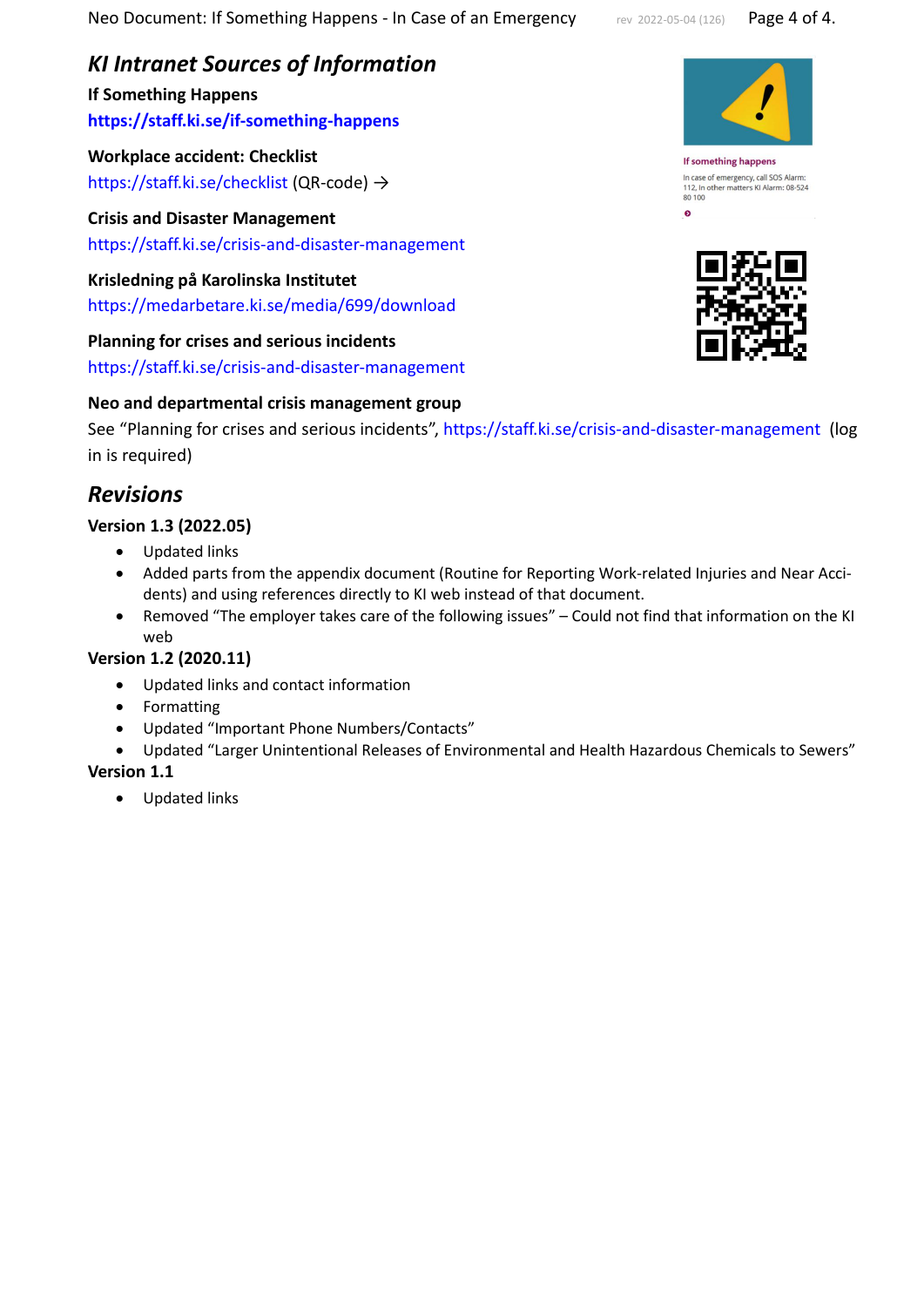## KI Intranet Sources of Information

**If Something Happens**
**https://staff.ki.se/if-something-happens**

**Workplace accident: Checklist**
https://staff.ki.se/checklist (QR-code) →

If something happens

In case of emergency, call SOS Alarm: 112, In other matters KI Alarm: 08-524 80 100

**Crisis and Disaster Management**
https://staff.ki.se/crisis-and-disaster-management

**Krisledning på Karolinska Institutet**
https://medarbetare.ki.se/media/699/download

**Planning for crises and serious incidents**
https://staff.ki.se/crisis-and-disaster-management

**Neo and departmental crisis management group**
See "Planning for crises and serious incidents", https://staff.ki.se/crisis-and-disaster-management (log in is required)

## Revisions

**Version 1.3 (2022.05)**

- Updated links
- Added parts from the appendix document (Routine for Reporting Work-related Injuries and Near Accidents) and using references directly to KI web instead of that document.
- Removed "The employer takes care of the following issues" – Could not find that information on the KI web

**Version 1.2 (2020.11)**

- Updated links and contact information
- Formatting
- Updated "Important Phone Numbers/Contacts"
- Updated "Larger Unintentional Releases of Environmental and Health Hazardous Chemicals to Sewers"

**Version 1.1**

- Updated links